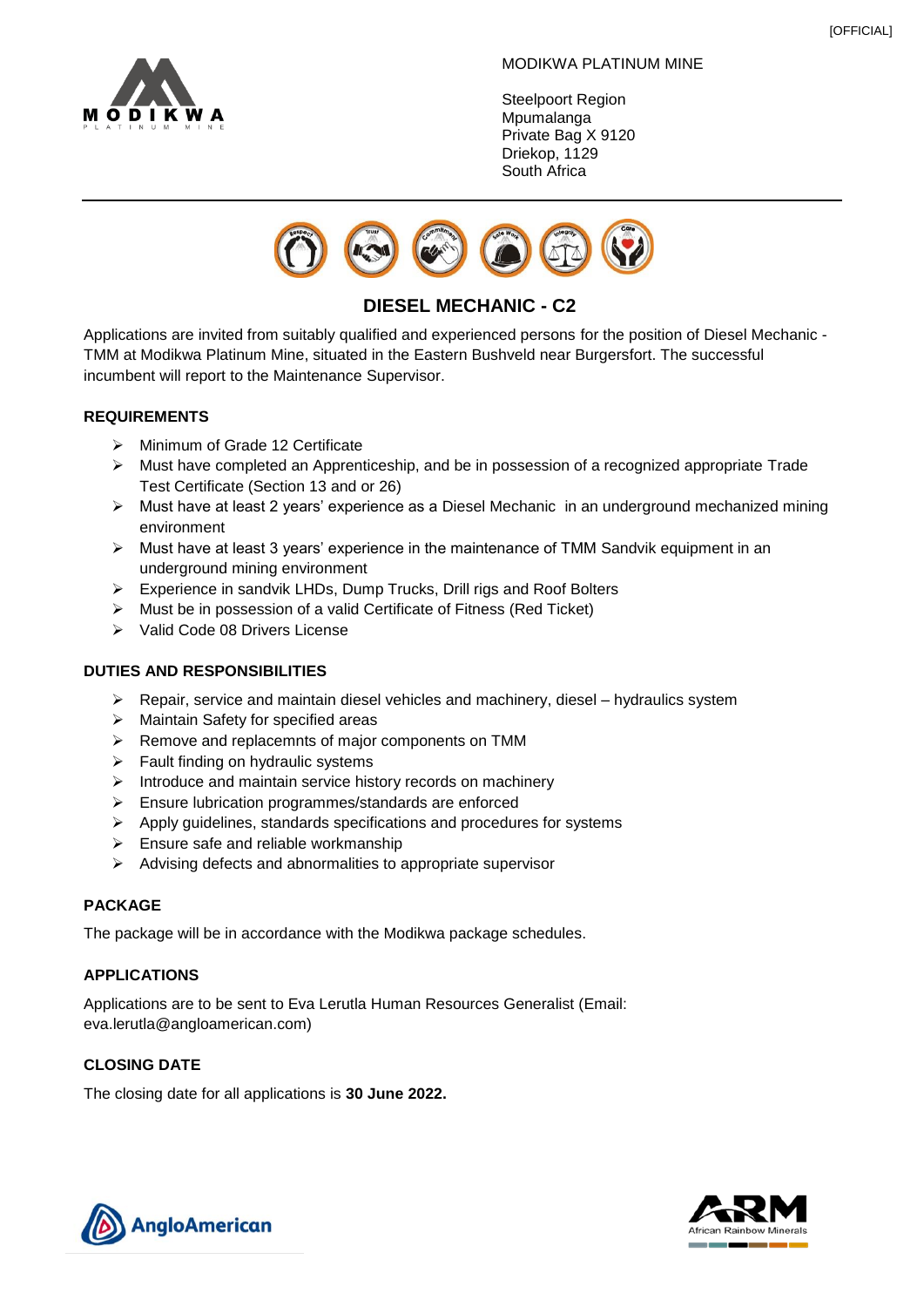[OFFICIAL]

MODIKWA PLATINUM MINE

Steelpoort Region
Mpumalanga
Private Bag X 9120
Driekop, 1129
South Africa

# DIESEL MECHANIC - C2

Applications are invited from suitably qualified and experienced persons for the position of Diesel Mechanic - TMM at Modikwa Platinum Mine, situated in the Eastern Bushveld near Burgersfort. The successful incumbent will report to the Maintenance Supervisor.

## REQUIREMENTS

- Minimum of Grade 12 Certificate
- Must have completed an Apprenticeship, and be in possession of a recognized appropriate Trade Test Certificate (Section 13 and or 26)
- Must have at least 2 years' experience as a Diesel Mechanic in an underground mechanized mining environment
- Must have at least 3 years' experience in the maintenance of TMM Sandvik equipment in an underground mining environment
- Experience in sandvik LHDs, Dump Trucks, Drill rigs and Roof Bolters
- Must be in possession of a valid Certificate of Fitness (Red Ticket)
- Valid Code 08 Drivers License

## DUTIES AND RESPONSIBILITIES

- Repair, service and maintain diesel vehicles and machinery, diesel – hydraulics system
- Maintain Safety for specified areas
- Remove and replacemnts of major components on TMM
- Fault finding on hydraulic systems
- Introduce and maintain service history records on machinery
- Ensure lubrication programmes/standards are enforced
- Apply guidelines, standards specifications and procedures for systems
- Ensure safe and reliable workmanship
- Advising defects and abnormalities to appropriate supervisor

## PACKAGE

The package will be in accordance with the Modikwa package schedules.

## APPLICATIONS

Applications are to be sent to Eva Lerutla Human Resources Generalist (Email: eva.lerutla@angloamerican.com)

## CLOSING DATE

The closing date for all applications is **30 June 2022.**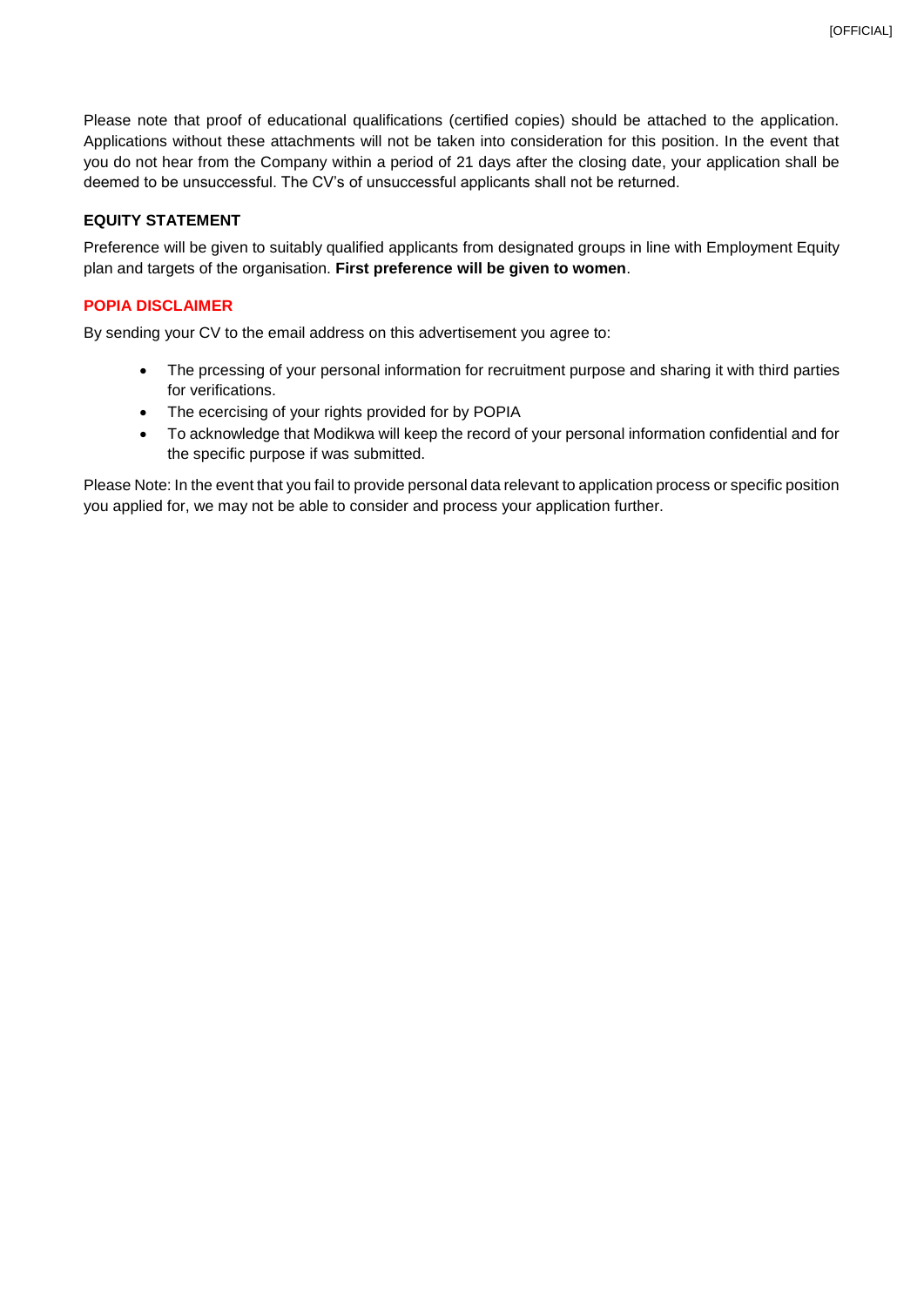Please note that proof of educational qualifications (certified copies) should be attached to the application. Applications without these attachments will not be taken into consideration for this position. In the event that you do not hear from the Company within a period of 21 days after the closing date, your application shall be deemed to be unsuccessful. The CV's of unsuccessful applicants shall not be returned.

**EQUITY STATEMENT**

Preference will be given to suitably qualified applicants from designated groups in line with Employment Equity plan and targets of the organisation. **First preference will be given to women**.

**POPIA DISCLAIMER**

By sending your CV to the email address on this advertisement you agree to:

- The prcessing of your personal information for recruitment purpose and sharing it with third parties for verifications.
- The ecercising of your rights provided for by POPIA
- To acknowledge that Modikwa will keep the record of your personal information confidential and for the specific purpose if was submitted.

Please Note: In the event that you fail to provide personal data relevant to application process or specific position you applied for, we may not be able to consider and process your application further.